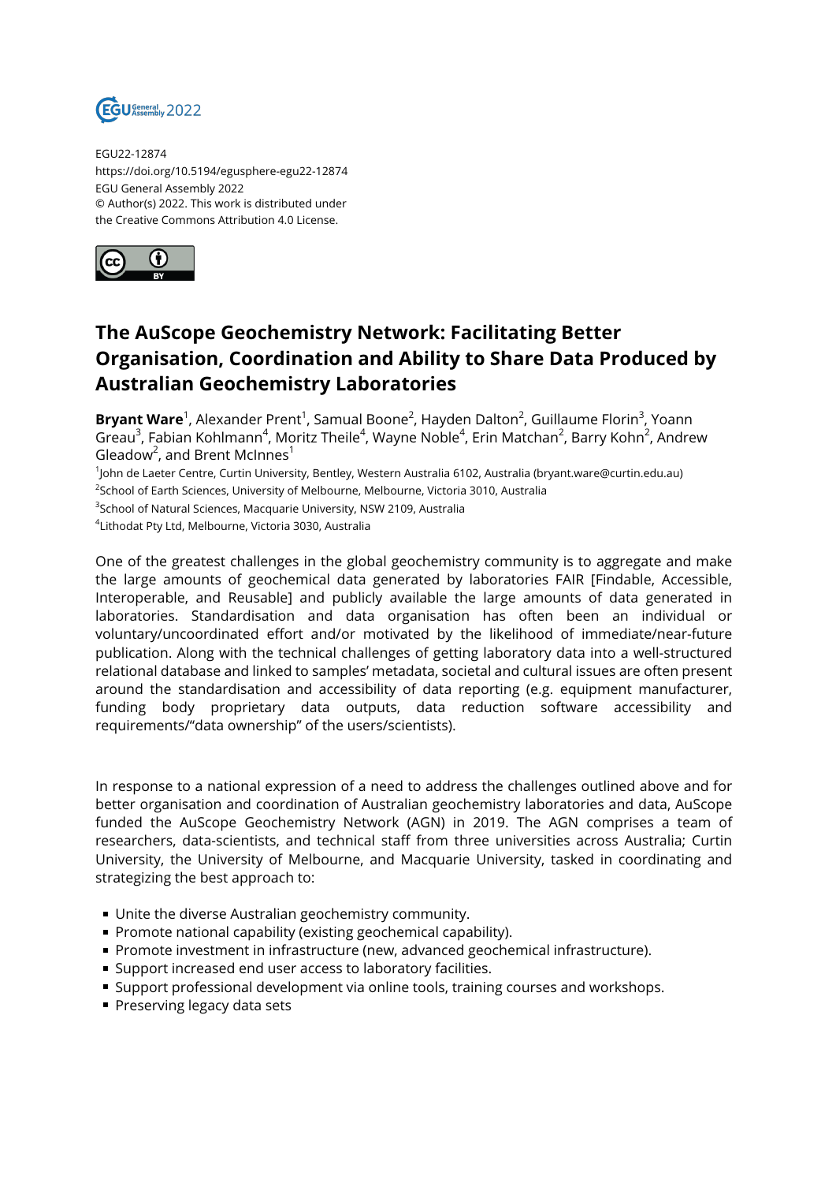EGU22-12874
https://doi.org/10.5194/egusphere-egu22-12874
EGU General Assembly 2022
© Author(s) 2022. This work is distributed under the Creative Commons Attribution 4.0 License.

# The AuScope Geochemistry Network: Facilitating Better Organisation, Coordination and Ability to Share Data Produced by Australian Geochemistry Laboratories

**Bryant Ware**[1], Alexander Prent[1], Samual Boone[2], Hayden Dalton[2], Guillaume Florin[3], Yoann Greau[3], Fabian Kohlmann[4], Moritz Theile[4], Wayne Noble[4], Erin Matchan[2], Barry Kohn[2], Andrew Gleadow[2], and Brent McInnes[1]

[1]John de Laeter Centre, Curtin University, Bentley, Western Australia 6102, Australia (bryant.ware@curtin.edu.au)
[2]School of Earth Sciences, University of Melbourne, Melbourne, Victoria 3010, Australia
[3]School of Natural Sciences, Macquarie University, NSW 2109, Australia
[4]Lithodat Pty Ltd, Melbourne, Victoria 3030, Australia

One of the greatest challenges in the global geochemistry community is to aggregate and make the large amounts of geochemical data generated by laboratories FAIR [Findable, Accessible, Interoperable, and Reusable] and publicly available the large amounts of data generated in laboratories. Standardisation and data organisation has often been an individual or voluntary/uncoordinated effort and/or motivated by the likelihood of immediate/near-future publication. Along with the technical challenges of getting laboratory data into a well-structured relational database and linked to samples' metadata, societal and cultural issues are often present around the standardisation and accessibility of data reporting (e.g. equipment manufacturer, funding body proprietary data outputs, data reduction software accessibility and requirements/"data ownership" of the users/scientists).

In response to a national expression of a need to address the challenges outlined above and for better organisation and coordination of Australian geochemistry laboratories and data, AuScope funded the AuScope Geochemistry Network (AGN) in 2019. The AGN comprises a team of researchers, data-scientists, and technical staff from three universities across Australia; Curtin University, the University of Melbourne, and Macquarie University, tasked in coordinating and strategizing the best approach to:

- Unite the diverse Australian geochemistry community.
- Promote national capability (existing geochemical capability).
- Promote investment in infrastructure (new, advanced geochemical infrastructure).
- Support increased end user access to laboratory facilities.
- Support professional development via online tools, training courses and workshops.
- Preserving legacy data sets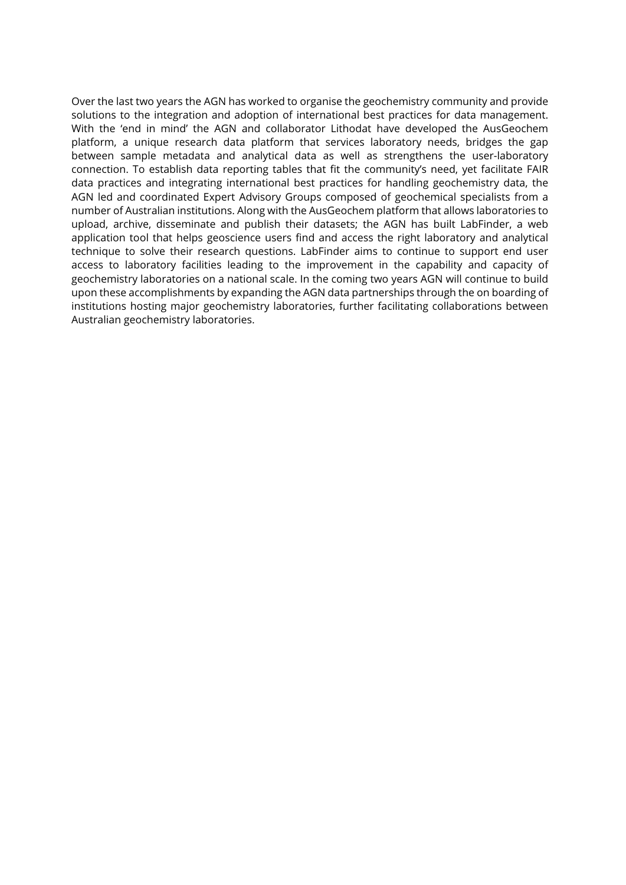Over the last two years the AGN has worked to organise the geochemistry community and provide solutions to the integration and adoption of international best practices for data management. With the 'end in mind' the AGN and collaborator Lithodat have developed the AusGeochem platform, a unique research data platform that services laboratory needs, bridges the gap between sample metadata and analytical data as well as strengthens the user-laboratory connection. To establish data reporting tables that fit the community's need, yet facilitate FAIR data practices and integrating international best practices for handling geochemistry data, the AGN led and coordinated Expert Advisory Groups composed of geochemical specialists from a number of Australian institutions. Along with the AusGeochem platform that allows laboratories to upload, archive, disseminate and publish their datasets; the AGN has built LabFinder, a web application tool that helps geoscience users find and access the right laboratory and analytical technique to solve their research questions. LabFinder aims to continue to support end user access to laboratory facilities leading to the improvement in the capability and capacity of geochemistry laboratories on a national scale. In the coming two years AGN will continue to build upon these accomplishments by expanding the AGN data partnerships through the on boarding of institutions hosting major geochemistry laboratories, further facilitating collaborations between Australian geochemistry laboratories.